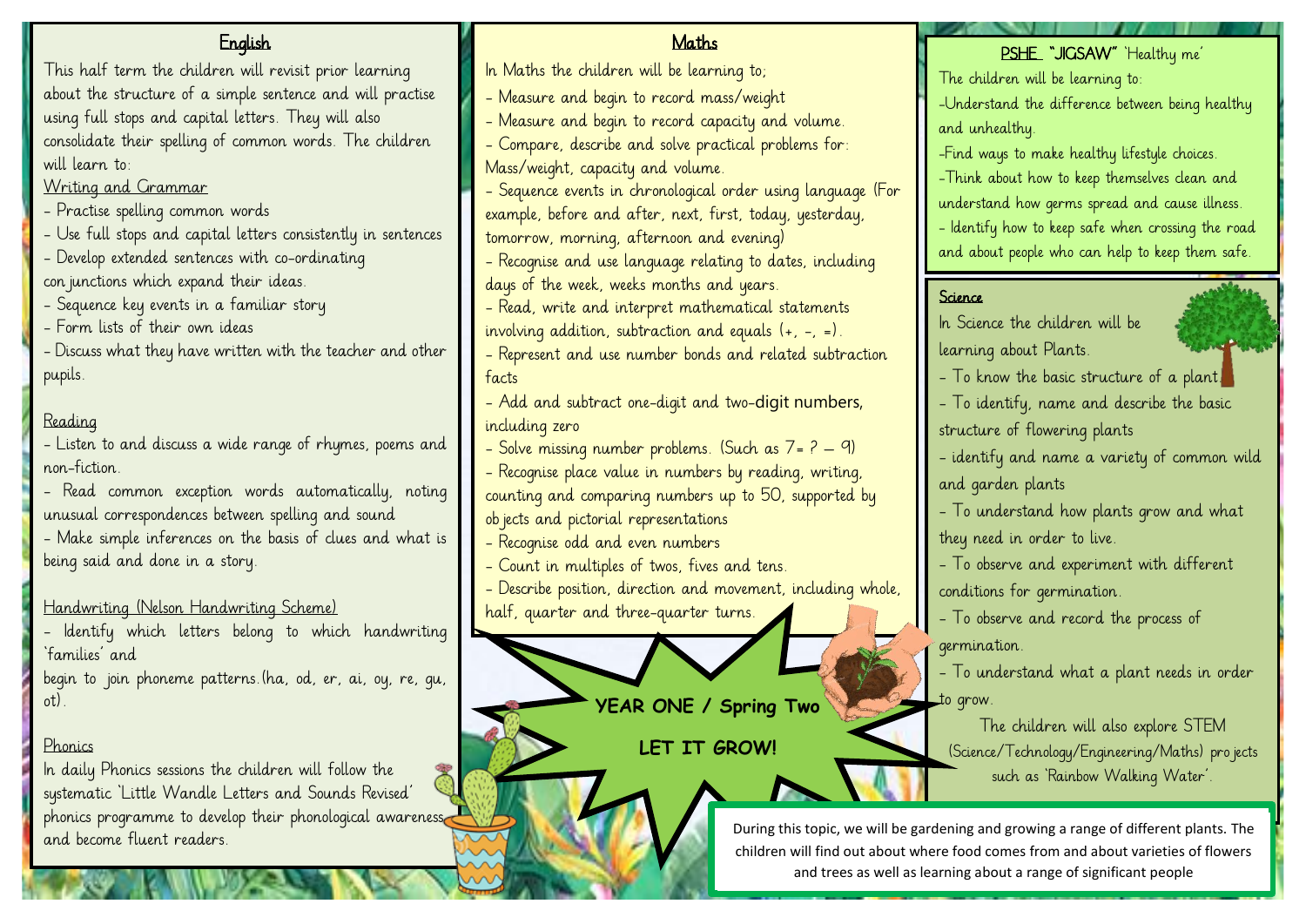## English

This half term the children will revisit prior learning about the structure of a simple sentence and will practise using full stops and capital letters. They will also consolidate their spelling of common words. The children will learn to:

### Writing and Grammar

- Practise spelling common words
- Use full stops and capital letters consistently in sentences
- Develop extended sentences with co-ordinating conjunctions which expand their ideas.
- Sequence key events in a familiar story
- Form lists of their own ideas
- Discuss what they have written with the teacher and other pupils.

### Reading

- Listen to and discuss a wide range of rhymes, poems and non-fiction.
- Read common exception words automatically, noting unusual correspondences between spelling and sound
- Make simple inferences on the basis of clues and what is being said and done in a story.

### Handwriting (Nelson Handwriting Scheme)

- Identify which letters belong to which handwriting 'families' and begin to join phoneme patterns.(ha, od, er, ai, oy, re, gu, ot).

### Phonics

In daily Phonics sessions the children will follow the systematic 'Little Wandle Letters and Sounds Revised' phonics programme to develop their phonological awareness and become fluent readers.

## Maths

In Maths the children will be learning to;

- Measure and begin to record mass/weight
- Measure and begin to record capacity and volume.
- Compare, describe and solve practical problems for: Mass/weight, capacity and volume.
- Sequence events in chronological order using language (For example, before and after, next, first, today, yesterday, tomorrow, morning, afternoon and evening)
- Recognise and use language relating to dates, including days of the week, weeks months and years.
- Read, write and interpret mathematical statements involving addition, subtraction and equals (+, -, =).
- Represent and use number bonds and related subtraction facts
- Add and subtract one-digit and two-digit numbers, including zero
- Solve missing number problems. (Such as 7= ? – 9)
- Recognise place value in numbers by reading, writing, counting and comparing numbers up to 50, supported by objects and pictorial representations
- Recognise odd and even numbers
- Count in multiples of twos, fives and tens.
- Describe position, direction and movement, including whole, half, quarter and three-quarter turns.

**YEAR ONE / Spring Two**

**LET IT GROW!**

## PSHE "JIGSAW" 'Healthy me'

The children will be learning to:

- Understand the difference between being healthy and unhealthy.
- Find ways to make healthy lifestyle choices.
- Think about how to keep themselves clean and understand how germs spread and cause illness.
- Identify how to keep safe when crossing the road and about people who can help to keep them safe.

## Science

In Science the children will be learning about Plants.

- To know the basic structure of a plant.
- To identify, name and describe the basic structure of flowering plants
- identify and name a variety of common wild and garden plants
- To understand how plants grow and what they need in order to live.
- To observe and experiment with different conditions for germination.
- To observe and record the process of germination.
- To understand what a plant needs in order to grow.

The children will also explore STEM (Science/Technology/Engineering/Maths) projects such as 'Rainbow Walking Water'.

During this topic, we will be gardening and growing a range of different plants. The children will find out about where food comes from and about varieties of flowers and trees as well as learning about a range of significant people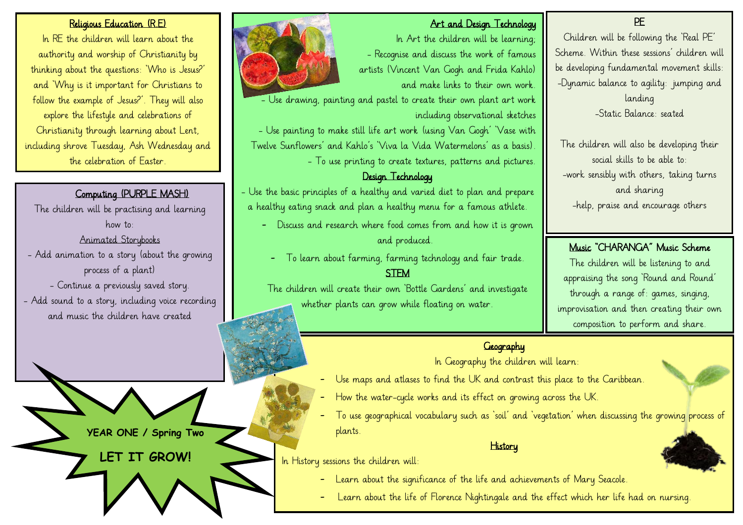# YEAR ONE / Spring Two

# LET IT GROW!

## Religious Education (R.E)

In RE the children will learn about the authority and worship of Christianity by thinking about the questions: 'Who is Jesus?' and 'Why is it important for Christians to follow the example of Jesus?'. They will also explore the lifestyle and celebrations of Christianity through learning about Lent, including shrove Tuesday, Ash Wednesday and the celebration of Easter.

## Computing (PURPLE MASH)

The children will be practising and learning how to:

Animated Storybooks

- Add animation to a story (about the growing process of a plant)
- Continue a previously saved story.
- Add sound to a story, including voice recording and music the children have created

## Art and Design Technology

In Art the children will be learning;

- Recognise and discuss the work of famous artists (Vincent Van Gogh and Frida Kahlo) and make links to their own work.
- Use drawing, painting and pastel to create their own plant art work including observational sketches
- Use painting to make still life art work (using Van Gogh' 'Vase with Twelve Sunflowers' and Kahlo's 'Viva la Vida Watermelons' as a basis).
- To use printing to create textures, patterns and pictures.

### Design Technology

- Use the basic principles of a healthy and varied diet to plan and prepare a healthy eating snack and plan a healthy menu for a famous athlete.
- Discuss and research where food comes from and how it is grown and produced.
- To learn about farming, farming technology and fair trade.

### STEM

The children will create their own 'Bottle Gardens' and investigate whether plants can grow while floating on water.

## PE

Children will be following the 'Real PE' Scheme. Within these sessions' children will be developing fundamental movement skills:

- Dynamic balance to agility: jumping and landing
- Static Balance: seated

The children will also be developing their social skills to be able to:

- work sensibly with others, taking turns and sharing
- help, praise and encourage others

## Music "CHARANGA" Music Scheme

The children will be listening to and appraising the song 'Round and Round' through a range of: games, singing, improvisation and then creating their own composition to perform and share.

## Geography

In Geography the children will learn:

- Use maps and atlases to find the UK and contrast this place to the Caribbean.
- How the water-cycle works and its effect on growing across the UK.
- To use geographical vocabulary such as 'soil' and 'vegetation' when discussing the growing process of plants.

## History

In History sessions the children will:

- Learn about the significance of the life and achievements of Mary Seacole.
- Learn about the life of Florence Nightingale and the effect which her life had on nursing.